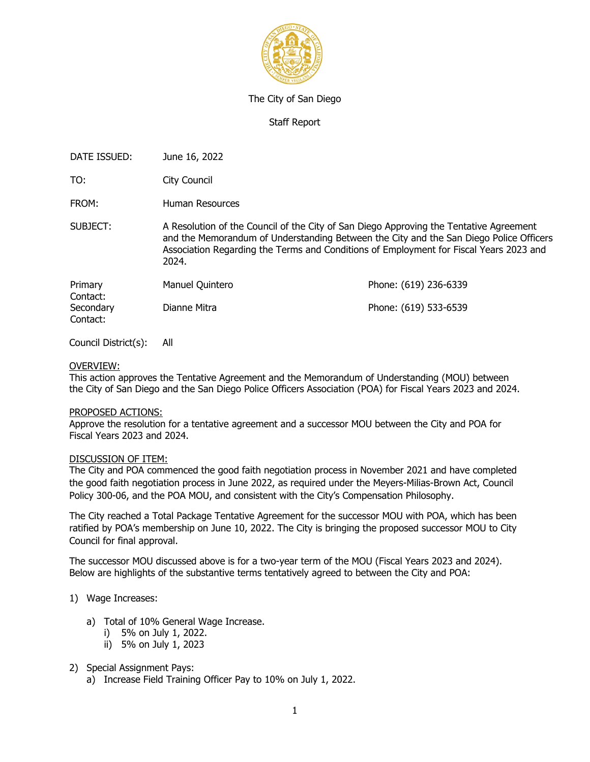The City of San Diego

Staff Report

| | | |
|---|---|---|
| DATE ISSUED: | June 16, 2022 | |
| TO: | City Council | |
| FROM: | Human Resources | |
| SUBJECT: | A Resolution of the Council of the City of San Diego Approving the Tentative Agreement and the Memorandum of Understanding Between the City and the San Diego Police Officers Association Regarding the Terms and Conditions of Employment for Fiscal Years 2023 and 2024. | |
| Primary Contact: | Manuel Quintero | Phone: (619) 236-6339 |
| Secondary Contact: | Dianne Mitra | Phone: (619) 533-6539 |
| Council District(s): | All | |

OVERVIEW:
This action approves the Tentative Agreement and the Memorandum of Understanding (MOU) between the City of San Diego and the San Diego Police Officers Association (POA) for Fiscal Years 2023 and 2024.

PROPOSED ACTIONS:
Approve the resolution for a tentative agreement and a successor MOU between the City and POA for Fiscal Years 2023 and 2024.

DISCUSSION OF ITEM:
The City and POA commenced the good faith negotiation process in November 2021 and have completed the good faith negotiation process in June 2022, as required under the Meyers-Milias-Brown Act, Council Policy 300-06, and the POA MOU, and consistent with the City's Compensation Philosophy.

The City reached a Total Package Tentative Agreement for the successor MOU with POA, which has been ratified by POA's membership on June 10, 2022. The City is bringing the proposed successor MOU to City Council for final approval.

The successor MOU discussed above is for a two-year term of the MOU (Fiscal Years 2023 and 2024). Below are highlights of the substantive terms tentatively agreed to between the City and POA:

1) Wage Increases:
   a) Total of 10% General Wage Increase.
      i) 5% on July 1, 2022.
      ii) 5% on July 1, 2023
2) Special Assignment Pays:
   a) Increase Field Training Officer Pay to 10% on July 1, 2022.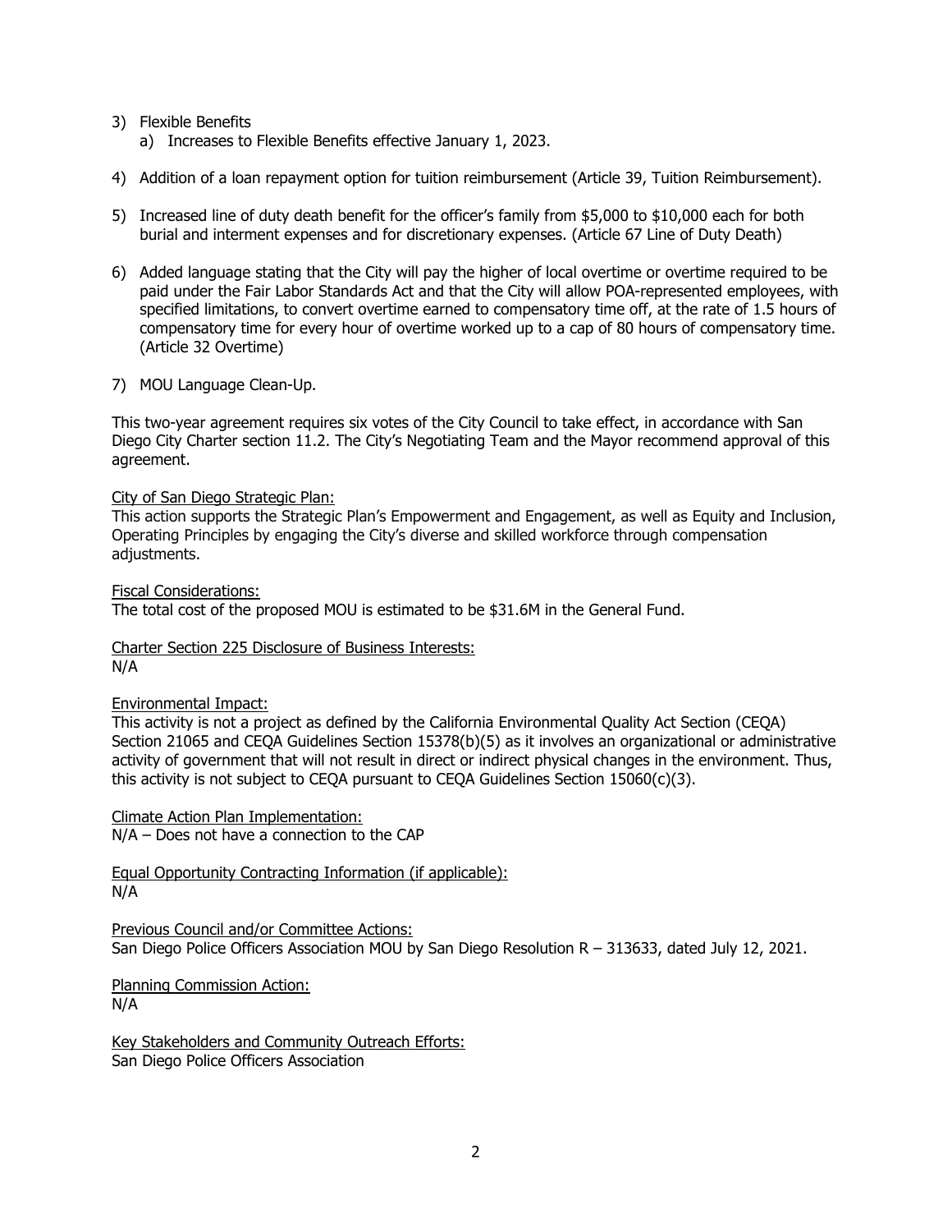3) Flexible Benefits
   a) Increases to Flexible Benefits effective January 1, 2023.

4) Addition of a loan repayment option for tuition reimbursement (Article 39, Tuition Reimbursement).

5) Increased line of duty death benefit for the officer's family from $5,000 to $10,000 each for both burial and interment expenses and for discretionary expenses. (Article 67 Line of Duty Death)

6) Added language stating that the City will pay the higher of local overtime or overtime required to be paid under the Fair Labor Standards Act and that the City will allow POA-represented employees, with specified limitations, to convert overtime earned to compensatory time off, at the rate of 1.5 hours of compensatory time for every hour of overtime worked up to a cap of 80 hours of compensatory time. (Article 32 Overtime)

7) MOU Language Clean-Up.

This two-year agreement requires six votes of the City Council to take effect, in accordance with San Diego City Charter section 11.2. The City's Negotiating Team and the Mayor recommend approval of this agreement.

<u>City of San Diego Strategic Plan:</u>
This action supports the Strategic Plan's Empowerment and Engagement, as well as Equity and Inclusion, Operating Principles by engaging the City's diverse and skilled workforce through compensation adjustments.

<u>Fiscal Considerations:</u>
The total cost of the proposed MOU is estimated to be $31.6M in the General Fund.

<u>Charter Section 225 Disclosure of Business Interests:</u>
N/A

<u>Environmental Impact:</u>
This activity is not a project as defined by the California Environmental Quality Act Section (CEQA) Section 21065 and CEQA Guidelines Section 15378(b)(5) as it involves an organizational or administrative activity of government that will not result in direct or indirect physical changes in the environment. Thus, this activity is not subject to CEQA pursuant to CEQA Guidelines Section 15060(c)(3).

<u>Climate Action Plan Implementation:</u>
N/A – Does not have a connection to the CAP

<u>Equal Opportunity Contracting Information (if applicable):</u>
N/A

<u>Previous Council and/or Committee Actions:</u>
San Diego Police Officers Association MOU by San Diego Resolution R – 313633, dated July 12, 2021.

<u>Planning Commission Action:</u>
N/A

<u>Key Stakeholders and Community Outreach Efforts:</u>
San Diego Police Officers Association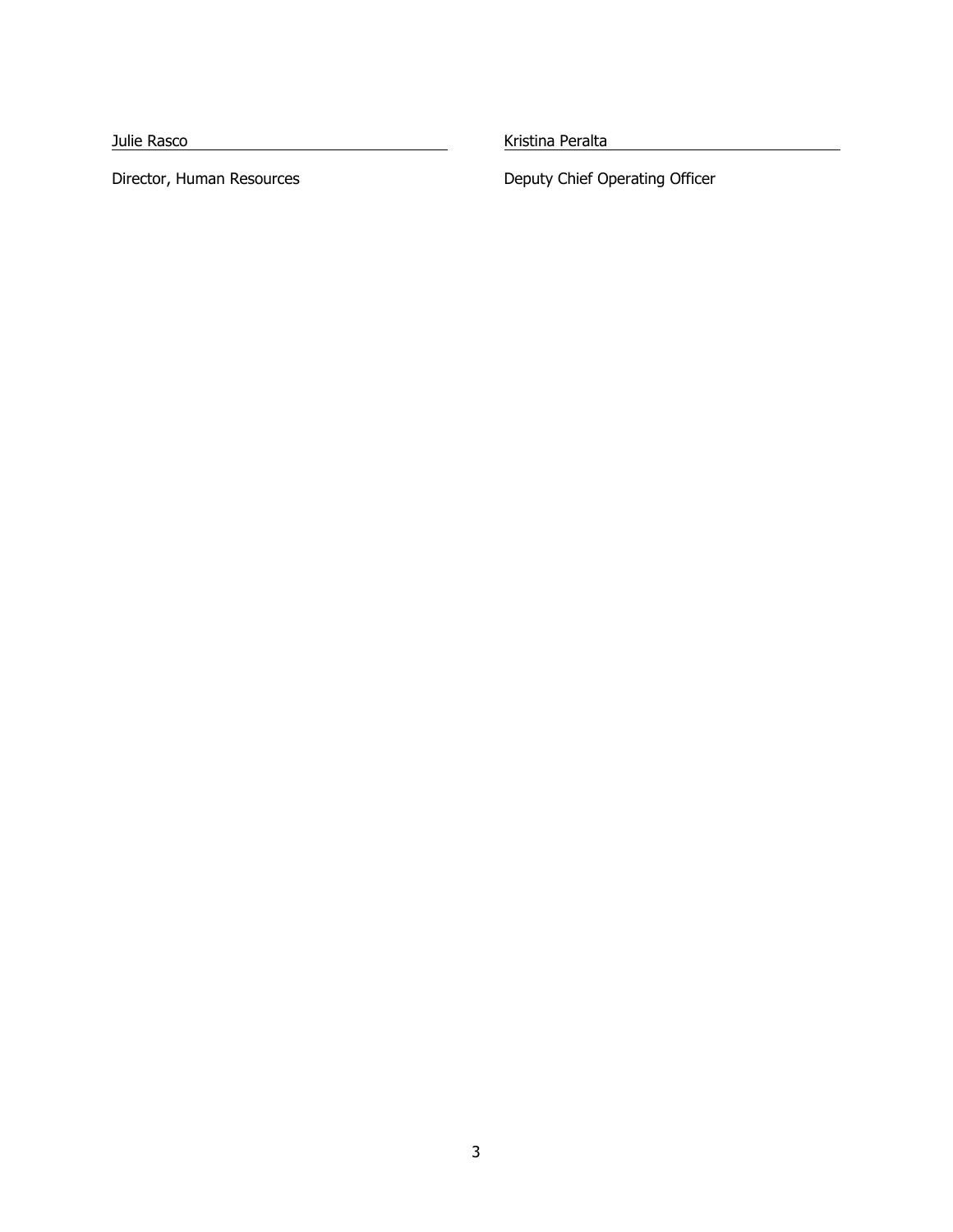Julie Rasco

Director, Human Resources

Kristina Peralta

Deputy Chief Operating Officer